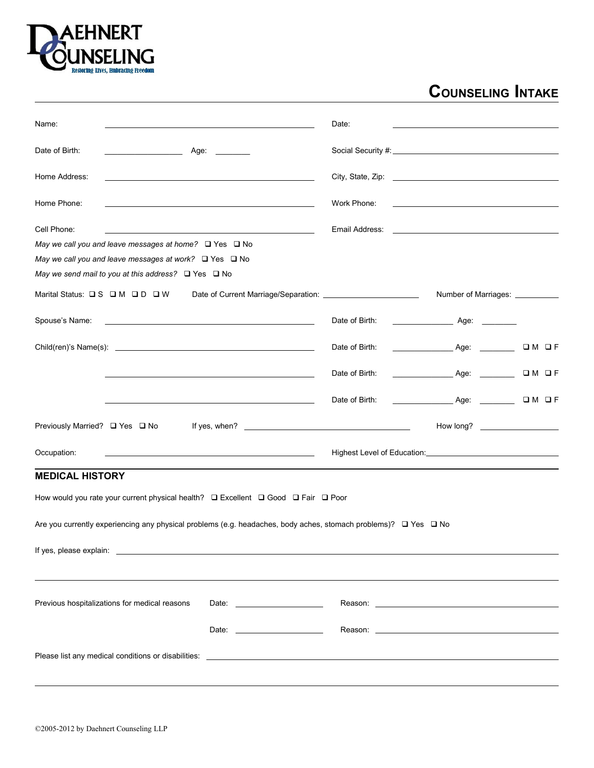DAEHNERT COUNSELING

Restoring Lives, Embracing Freedom

# COUNSELING INTAKE

Name: ______________________________ Date: ______________________________

Date of Birth: ______________ Age: ________ Social Security #: ______________________________

Home Address: ______________________________ City, State, Zip: ______________________________

Home Phone: ______________________________ Work Phone: ______________________________

Cell Phone: ______________________________ Email Address: ______________________________

*May we call you and leave messages at home?* ❑ Yes ❑ No

*May we call you and leave messages at work?* ❑ Yes ❑ No

*May we send mail to you at this address?* ❑ Yes ❑ No

Marital Status: ❑ S ❑ M ❑ D ❑ W Date of Current Marriage/Separation: ______________ Number of Marriages: ________

Spouse's Name: ______________________________ Date of Birth: ______________ Age: ________

Child(ren)'s Name(s): ______________________________ Date of Birth: ______________ Age: ________ ❑ M ❑ F

______________________________ Date of Birth: ______________ Age: ________ ❑ M ❑ F

______________________________ Date of Birth: ______________ Age: ________ ❑ M ❑ F

Previously Married? ❑ Yes ❑ No If yes, when? ______________________________ How long? ______________

Occupation: ______________________________ Highest Level of Education: ______________________________

## MEDICAL HISTORY

How would you rate your current physical health? ❑ Excellent ❑ Good ❑ Fair ❑ Poor

Are you currently experiencing any physical problems (e.g. headaches, body aches, stomach problems)? ❑ Yes ❑ No

If yes, please explain: ____________________________________________________________

____________________________________________________________

Previous hospitalizations for medical reasons Date: ______________ Reason: ______________________________

Date: ______________ Reason: ______________________________

Please list any medical conditions or disabilities: ____________________________________________________________

____________________________________________________________

©2005-2012 by Daehnert Counseling LLP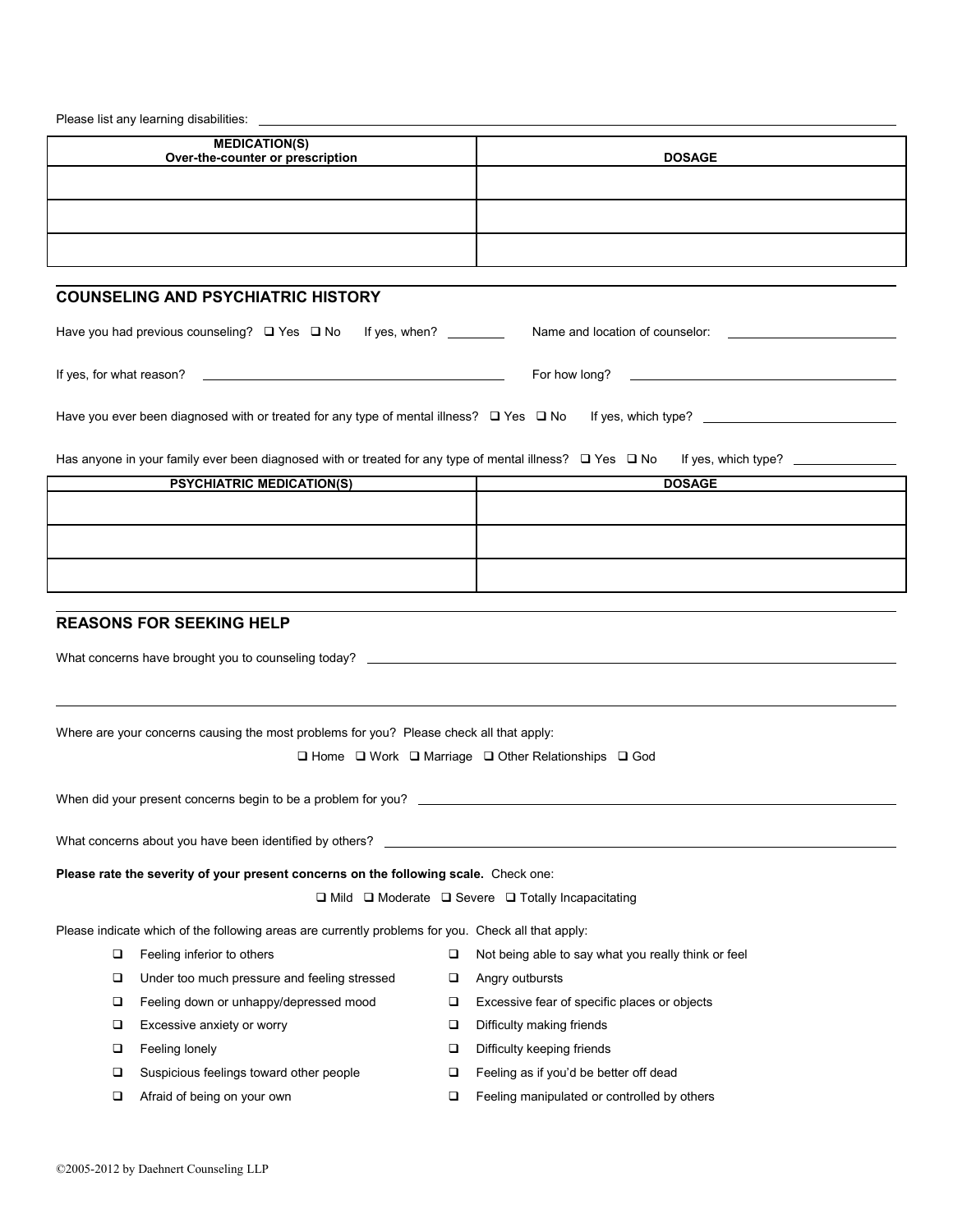Please list any learning disabilities: ______________________________

| MEDICATION(S)<br>Over-the-counter or prescription | DOSAGE |
|---|---|
| | |
| | |
| | |

## COUNSELING AND PSYCHIATRIC HISTORY

Have you had previous counseling? ❑ Yes ❑ No If yes, when? ________ Name and location of counselor: ______________________

If yes, for what reason? ______________________________ For how long? ______________________________

Have you ever been diagnosed with or treated for any type of mental illness? ❑ Yes ❑ No If yes, which type? ______________________

Has anyone in your family ever been diagnosed with or treated for any type of mental illness? ❑ Yes ❑ No If yes, which type? ____________

| PSYCHIATRIC MEDICATION(S) | DOSAGE |
|---|---|
| | |
| | |
| | |

## REASONS FOR SEEKING HELP

What concerns have brought you to counseling today? ______________________________________________

______________________________________________________________________________

Where are your concerns causing the most problems for you? Please check all that apply:

❑ Home ❑ Work ❑ Marriage ❑ Other Relationships ❑ God

When did your present concerns begin to be a problem for you? ______________________________________________

What concerns about you have been identified by others? ______________________________________________

**Please rate the severity of your present concerns on the following scale.** Check one:

❑ Mild ❑ Moderate ❑ Severe ❑ Totally Incapacitating

Please indicate which of the following areas are currently problems for you. Check all that apply:

- ❑ Feeling inferior to others
- ❑ Under too much pressure and feeling stressed
- ❑ Feeling down or unhappy/depressed mood
- ❑ Excessive anxiety or worry
- ❑ Feeling lonely
- ❑ Suspicious feelings toward other people
- ❑ Afraid of being on your own
- ❑ Not being able to say what you really think or feel
- ❑ Angry outbursts
- ❑ Excessive fear of specific places or objects
- ❑ Difficulty making friends
- ❑ Difficulty keeping friends
- ❑ Feeling as if you'd be better off dead
- ❑ Feeling manipulated or controlled by others

©2005-2012 by Daehnert Counseling LLP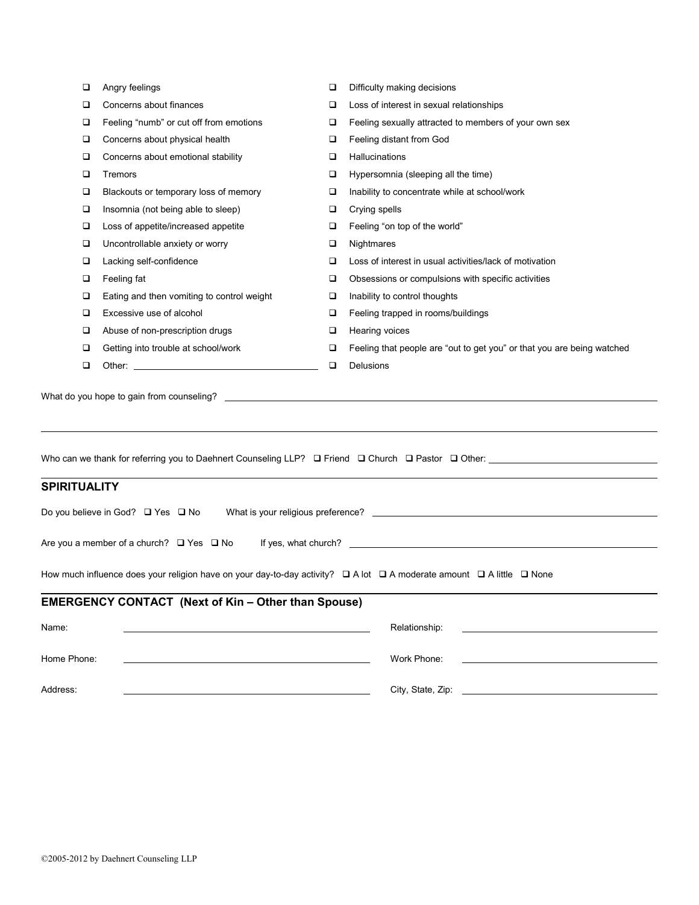- ❑ Angry feelings
- ❑ Concerns about finances
- ❑ Feeling "numb" or cut off from emotions
- ❑ Concerns about physical health
- ❑ Concerns about emotional stability
- ❑ Tremors
- ❑ Blackouts or temporary loss of memory
- ❑ Insomnia (not being able to sleep)
- ❑ Loss of appetite/increased appetite
- ❑ Uncontrollable anxiety or worry
- ❑ Lacking self-confidence
- ❑ Feeling fat
- ❑ Eating and then vomiting to control weight
- ❑ Excessive use of alcohol
- ❑ Abuse of non-prescription drugs
- ❑ Getting into trouble at school/work
- ❑ Other: ______________________
- ❑ Difficulty making decisions
- ❑ Loss of interest in sexual relationships
- ❑ Feeling sexually attracted to members of your own sex
- ❑ Feeling distant from God
- ❑ Hallucinations
- ❑ Hypersomnia (sleeping all the time)
- ❑ Inability to concentrate while at school/work
- ❑ Crying spells
- ❑ Feeling "on top of the world"
- ❑ Nightmares
- ❑ Loss of interest in usual activities/lack of motivation
- ❑ Obsessions or compulsions with specific activities
- ❑ Inability to control thoughts
- ❑ Feeling trapped in rooms/buildings
- ❑ Hearing voices
- ❑ Feeling that people are "out to get you" or that you are being watched
- ❑ Delusions

What do you hope to gain from counseling? ______________________

______________________

Who can we thank for referring you to Daehnert Counseling LLP? ❑ Friend ❑ Church ❑ Pastor ❑ Other: ______________________

## SPIRITUALITY

Do you believe in God? ❑ Yes ❑ No What is your religious preference? ______________________

Are you a member of a church? ❑ Yes ❑ No If yes, what church? ______________________

How much influence does your religion have on your day-to-day activity? ❑ A lot ❑ A moderate amount ❑ A little ❑ None

## EMERGENCY CONTACT (Next of Kin – Other than Spouse)

Name: ______________________ Relationship: ______________________

Home Phone: ______________________ Work Phone: ______________________

Address: ______________________ City, State, Zip: ______________________

©2005-2012 by Daehnert Counseling LLP